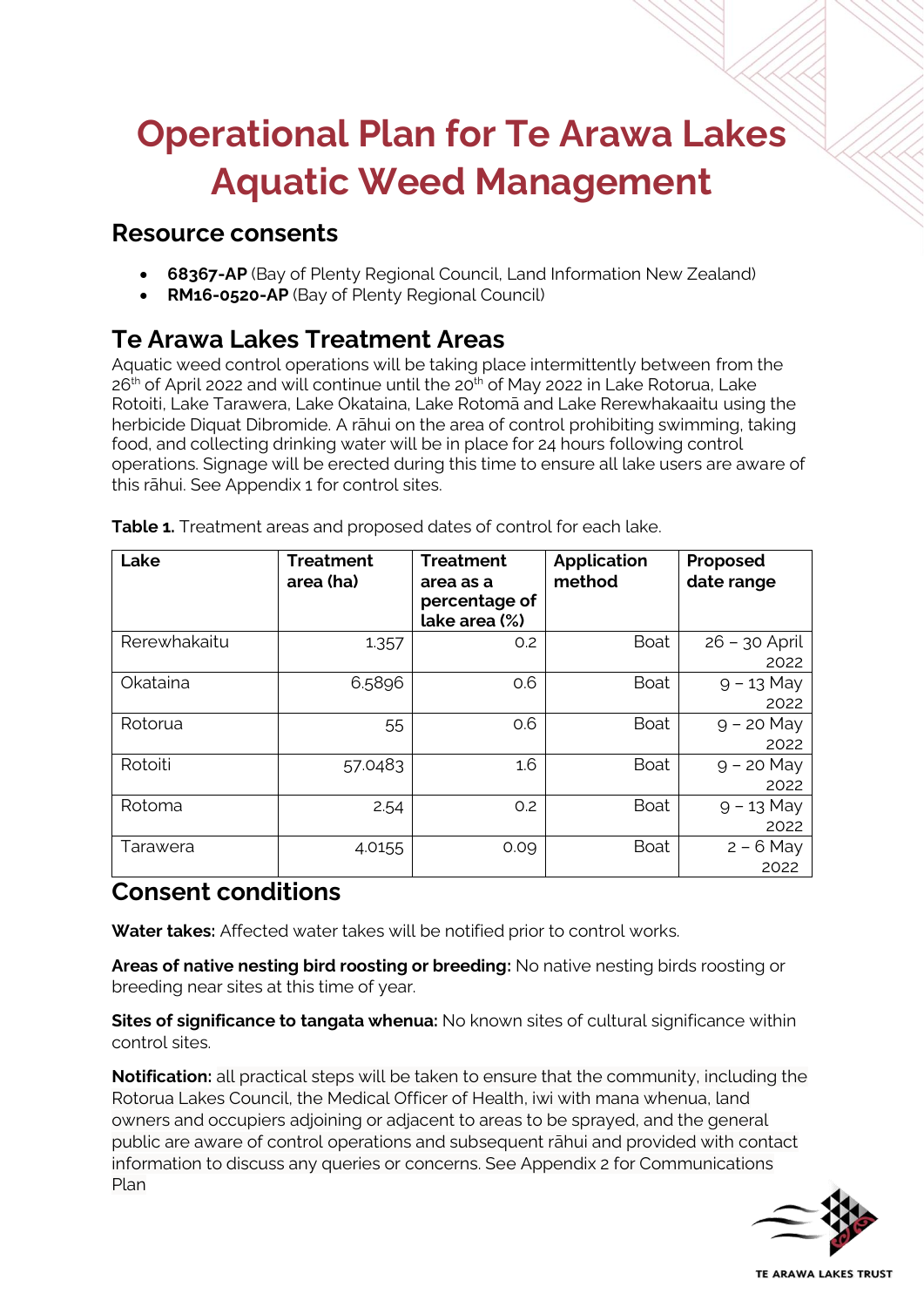# Operational Plan for Te Arawa Lakes Aquatic Weed Management

## Resource consents

- **68367-AP** (Bay of Plenty Regional Council, Land Information New Zealand)
- **RM16-0520-AP** (Bay of Plenty Regional Council)

## Te Arawa Lakes Treatment Areas

Aquatic weed control operations will be taking place intermittently between from the 26th of April 2022 and will continue until the 20th of May 2022 in Lake Rotorua, Lake Rotoiti, Lake Tarawera, Lake Okataina, Lake Rotomā and Lake Rerewhakaaitu using the herbicide Diquat Dibromide. A rāhui on the area of control prohibiting swimming, taking food, and collecting drinking water will be in place for 24 hours following control operations. Signage will be erected during this time to ensure all lake users are aware of this rāhui. See Appendix 1 for control sites.

**Table 1.** Treatment areas and proposed dates of control for each lake.

| Lake | Treatment area (ha) | Treatment area as a percentage of lake area (%) | Application method | Proposed date range |
|---|---|---|---|---|
| Rerewhakaitu | 1.357 | 0.2 | Boat | 26 – 30 April 2022 |
| Okataina | 6.5896 | 0.6 | Boat | 9 – 13 May 2022 |
| Rotorua | 55 | 0.6 | Boat | 9 – 20 May 2022 |
| Rotoiti | 57.0483 | 1.6 | Boat | 9 – 20 May 2022 |
| Rotoma | 2.54 | 0.2 | Boat | 9 – 13 May 2022 |
| Tarawera | 4.0155 | 0.09 | Boat | 2 – 6 May 2022 |

## Consent conditions

**Water takes:** Affected water takes will be notified prior to control works.

**Areas of native nesting bird roosting or breeding:** No native nesting birds roosting or breeding near sites at this time of year.

**Sites of significance to tangata whenua:** No known sites of cultural significance within control sites.

**Notification:** all practical steps will be taken to ensure that the community, including the Rotorua Lakes Council, the Medical Officer of Health, iwi with mana whenua, land owners and occupiers adjoining or adjacent to areas to be sprayed, and the general public are aware of control operations and subsequent rāhui and provided with contact information to discuss any queries or concerns. See Appendix 2 for Communications Plan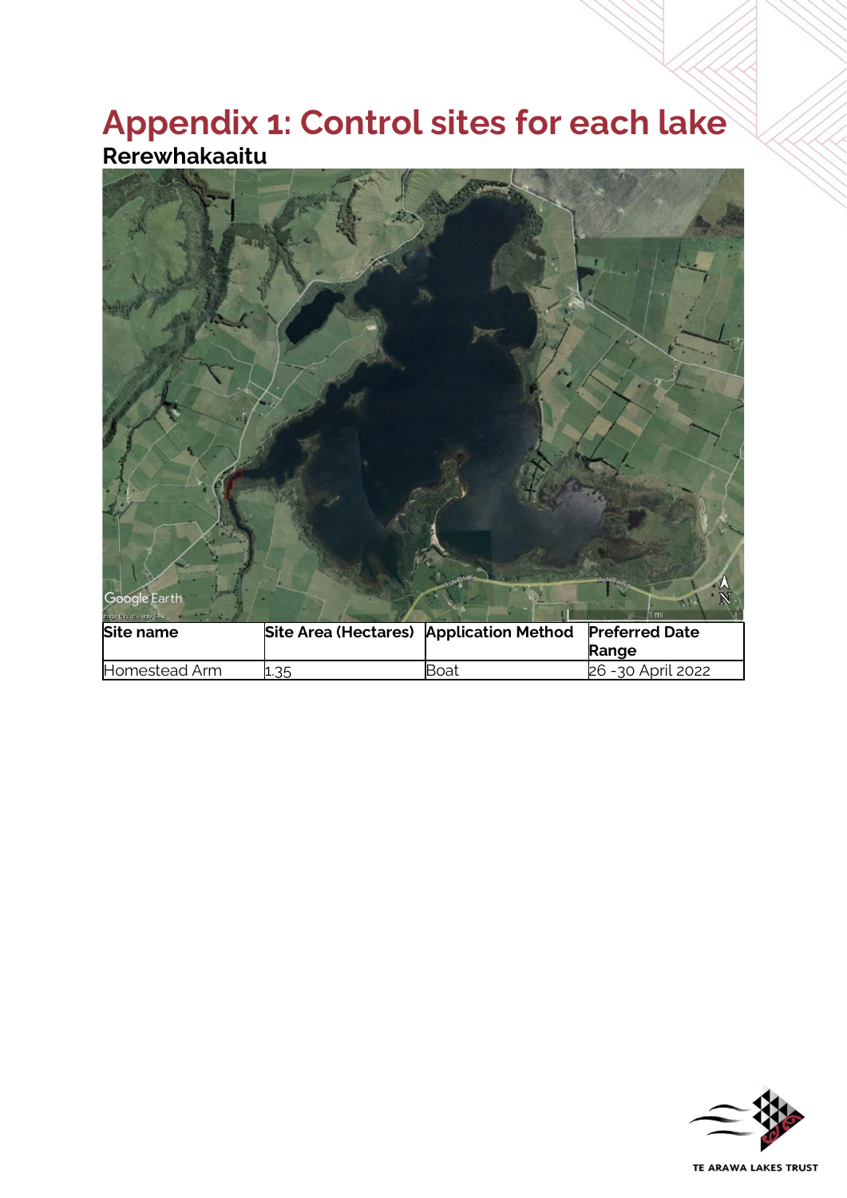# Appendix 1: Control sites for each lake

## Rerewhakaaitu

| Site name | Site Area (Hectares) | Application Method | Preferred Date Range |
|---|---|---|---|
| Homestead Arm | 1.35 | Boat | 26 -30 April 2022 |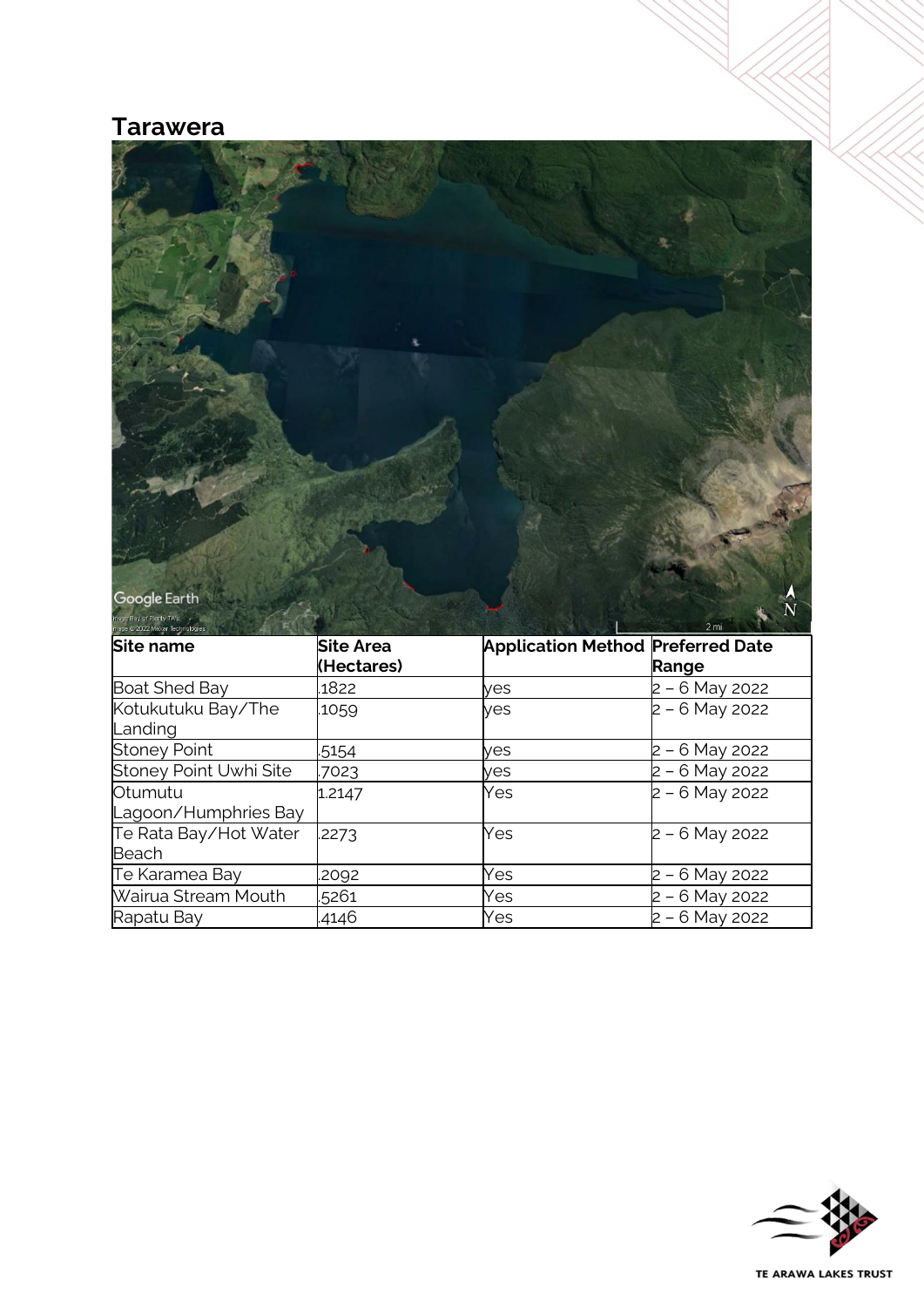## Tarawera

| Site name | Site Area (Hectares) | Application Method | Preferred Date Range |
|---|---|---|---|
| Boat Shed Bay | .1822 | yes | 2 – 6 May 2022 |
| Kotukutuku Bay/The Landing | .1059 | yes | 2 – 6 May 2022 |
| Stoney Point | .5154 | yes | 2 – 6 May 2022 |
| Stoney Point Uwhi Site | .7023 | yes | 2 – 6 May 2022 |
| Otumutu Lagoon/Humphries Bay | 1.2147 | Yes | 2 – 6 May 2022 |
| Te Rata Bay/Hot Water Beach | .2273 | Yes | 2 – 6 May 2022 |
| Te Karamea Bay | .2092 | Yes | 2 – 6 May 2022 |
| Wairua Stream Mouth | .5261 | Yes | 2 – 6 May 2022 |
| Rapatu Bay | .4146 | Yes | 2 – 6 May 2022 |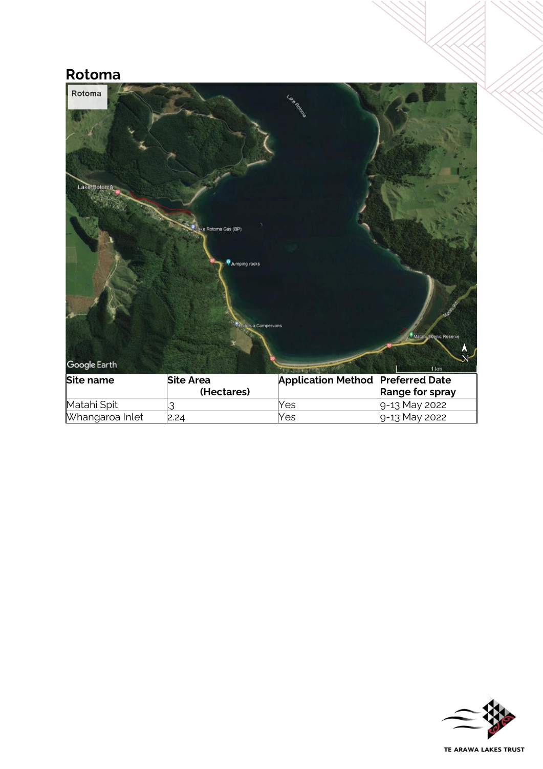## Rotoma

| Site name | Site Area (Hectares) | Application Method | Preferred Date Range for spray |
|---|---|---|---|
| Matahi Spit | .3 | Yes | 9-13 May 2022 |
| Whangaroa Inlet | 2.24 | Yes | 9-13 May 2022 |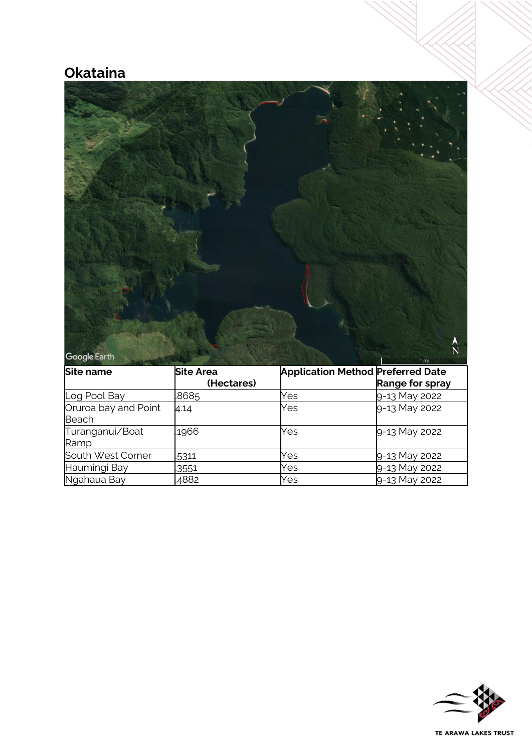## Okataina

| Site name | Site Area (Hectares) | Application Method | Preferred Date Range for spray |
|---|---|---|---|
| Log Pool Bay | .8685 | Yes | 9-13 May 2022 |
| Oruroa bay and Point Beach | 4.14 | Yes | 9-13 May 2022 |
| Turanganui/Boat Ramp | .1966 | Yes | 9-13 May 2022 |
| South West Corner | .5311 | Yes | 9-13 May 2022 |
| Haumingi Bay | .3551 | Yes | 9-13 May 2022 |
| Ngahaua Bay | .4882 | Yes | 9-13 May 2022 |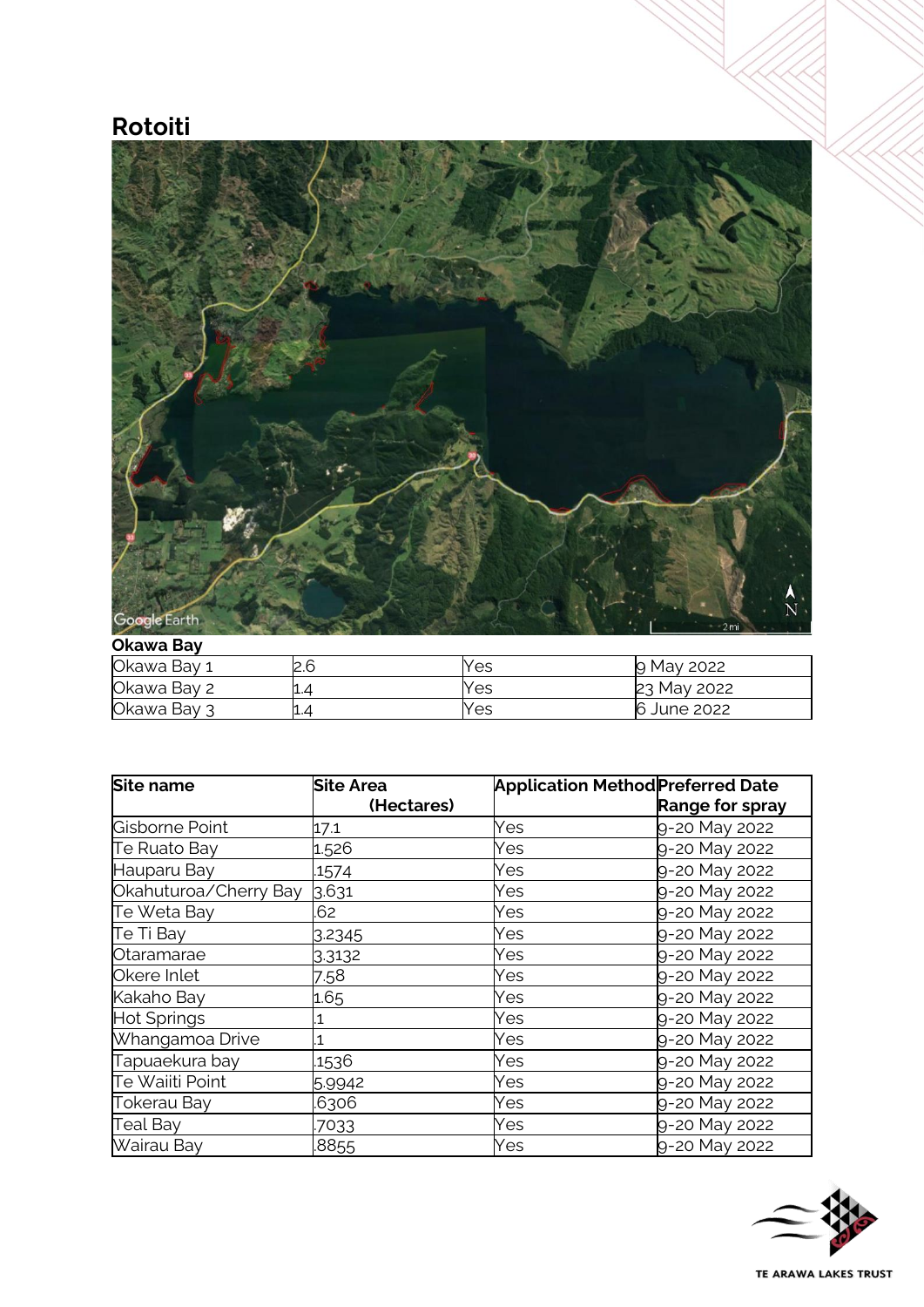## Rotoiti

**Okawa Bay**

| | | | |
|---|---|---|---|
| Okawa Bay 1 | 2.6 | Yes | 9 May 2022 |
| Okawa Bay 2 | 1.4 | Yes | 23 May 2022 |
| Okawa Bay 3 | 1.4 | Yes | 6 June 2022 |

| Site name | Site Area (Hectares) | Application Method | Preferred Date Range for spray |
|---|---|---|---|
| Gisborne Point | 17.1 | Yes | 9-20 May 2022 |
| Te Ruato Bay | 1.526 | Yes | 9-20 May 2022 |
| Hauparu Bay | .1574 | Yes | 9-20 May 2022 |
| Okahuturoa/Cherry Bay | 3.631 | Yes | 9-20 May 2022 |
| Te Weta Bay | .62 | Yes | 9-20 May 2022 |
| Te Ti Bay | 3.2345 | Yes | 9-20 May 2022 |
| Otaramarae | 3.3132 | Yes | 9-20 May 2022 |
| Okere Inlet | 7.58 | Yes | 9-20 May 2022 |
| Kakaho Bay | 1.65 | Yes | 9-20 May 2022 |
| Hot Springs | .1 | Yes | 9-20 May 2022 |
| Whangamoa Drive | .1 | Yes | 9-20 May 2022 |
| Tapuaekura bay | .1536 | Yes | 9-20 May 2022 |
| Te Waiiti Point | 5.9942 | Yes | 9-20 May 2022 |
| Tokerau Bay | .6306 | Yes | 9-20 May 2022 |
| Teal Bay | .7033 | Yes | 9-20 May 2022 |
| Wairau Bay | .8855 | Yes | 9-20 May 2022 |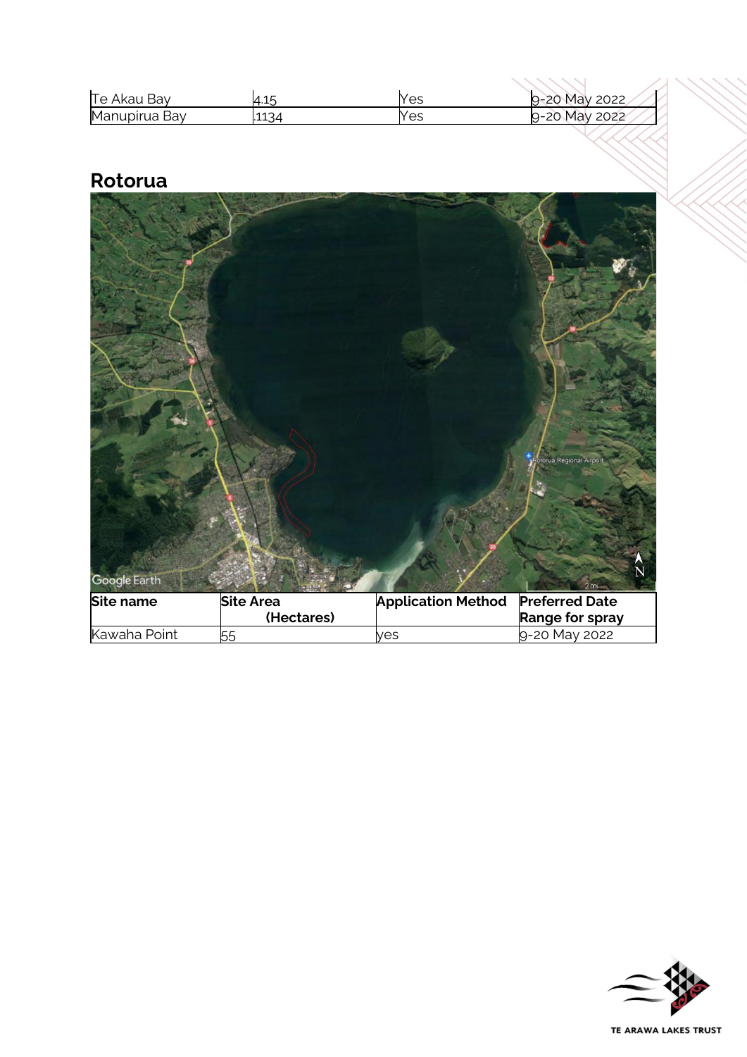| Te Akau Bay | 4.15 | Yes | 9-20 May 2022 |
|---|---|---|---|
| Manupirua Bay | .1134 | Yes | 9-20 May 2022 |

## Rotorua

| Site name | Site Area (Hectares) | Application Method | Preferred Date Range for spray |
|---|---|---|---|
| Kawaha Point | 55 | yes | 9-20 May 2022 |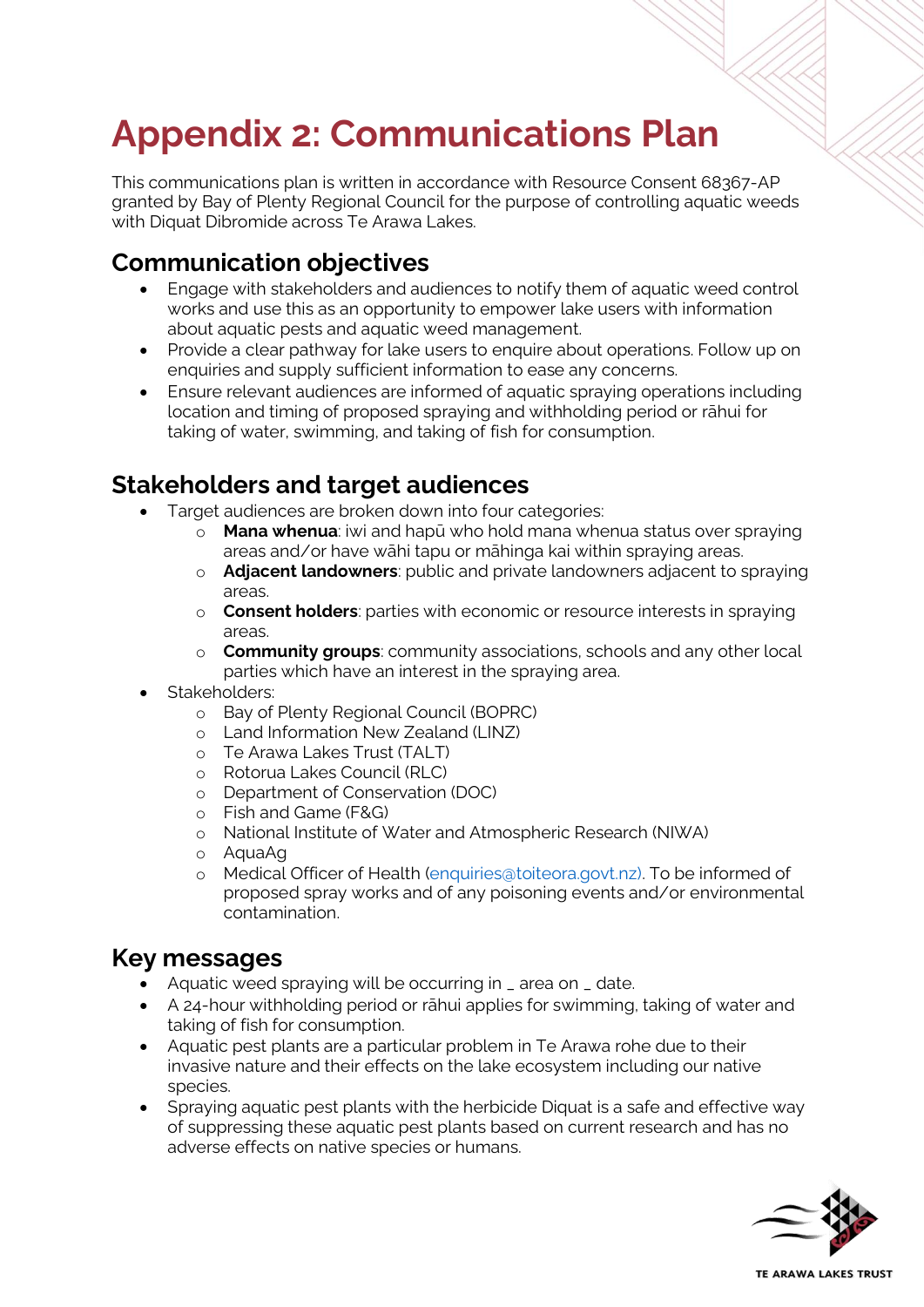# Appendix 2: Communications Plan

This communications plan is written in accordance with Resource Consent 68367-AP granted by Bay of Plenty Regional Council for the purpose of controlling aquatic weeds with Diquat Dibromide across Te Arawa Lakes.

## Communication objectives

- Engage with stakeholders and audiences to notify them of aquatic weed control works and use this as an opportunity to empower lake users with information about aquatic pests and aquatic weed management.
- Provide a clear pathway for lake users to enquire about operations. Follow up on enquiries and supply sufficient information to ease any concerns.
- Ensure relevant audiences are informed of aquatic spraying operations including location and timing of proposed spraying and withholding period or rāhui for taking of water, swimming, and taking of fish for consumption.

## Stakeholders and target audiences

- Target audiences are broken down into four categories:
  - **Mana whenua**: iwi and hapū who hold mana whenua status over spraying areas and/or have wāhi tapu or māhinga kai within spraying areas.
  - **Adjacent landowners**: public and private landowners adjacent to spraying areas.
  - **Consent holders**: parties with economic or resource interests in spraying areas.
  - **Community groups**: community associations, schools and any other local parties which have an interest in the spraying area.
- Stakeholders:
  - Bay of Plenty Regional Council (BOPRC)
  - Land Information New Zealand (LINZ)
  - Te Arawa Lakes Trust (TALT)
  - Rotorua Lakes Council (RLC)
  - Department of Conservation (DOC)
  - Fish and Game (F&G)
  - National Institute of Water and Atmospheric Research (NIWA)
  - AquaAg
  - Medical Officer of Health (enquiries@toiteora.govt.nz). To be informed of proposed spray works and of any poisoning events and/or environmental contamination.

## Key messages

- Aquatic weed spraying will be occurring in _ area on _ date.
- A 24-hour withholding period or rāhui applies for swimming, taking of water and taking of fish for consumption.
- Aquatic pest plants are a particular problem in Te Arawa rohe due to their invasive nature and their effects on the lake ecosystem including our native species.
- Spraying aquatic pest plants with the herbicide Diquat is a safe and effective way of suppressing these aquatic pest plants based on current research and has no adverse effects on native species or humans.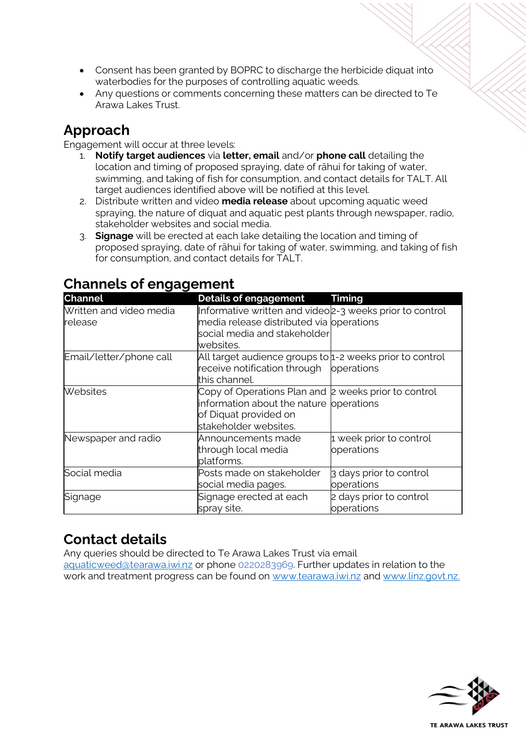- Consent has been granted by BOPRC to discharge the herbicide diquat into waterbodies for the purposes of controlling aquatic weeds.
- Any questions or comments concerning these matters can be directed to Te Arawa Lakes Trust.

## Approach

Engagement will occur at three levels:

1. **Notify target audiences** via **letter, email** and/or **phone call** detailing the location and timing of proposed spraying, date of rāhui for taking of water, swimming, and taking of fish for consumption, and contact details for TALT. All target audiences identified above will be notified at this level.
2. Distribute written and video **media release** about upcoming aquatic weed spraying, the nature of diquat and aquatic pest plants through newspaper, radio, stakeholder websites and social media.
3. **Signage** will be erected at each lake detailing the location and timing of proposed spraying, date of rāhui for taking of water, swimming, and taking of fish for consumption, and contact details for TALT.

## Channels of engagement

| Channel | Details of engagement | Timing |
|---|---|---|
| Written and video media release | Informative written and video media release distributed via social media and stakeholder websites. | 2-3 weeks prior to control operations |
| Email/letter/phone call | All target audience groups to receive notification through this channel. | 1-2 weeks prior to control operations |
| Websites | Copy of Operations Plan and information about the nature of Diquat provided on stakeholder websites. | 2 weeks prior to control operations |
| Newspaper and radio | Announcements made through local media platforms. | 1 week prior to control operations |
| Social media | Posts made on stakeholder social media pages. | 3 days prior to control operations |
| Signage | Signage erected at each spray site. | 2 days prior to control operations |

## Contact details

Any queries should be directed to Te Arawa Lakes Trust via email aquaticweed@tearawa.iwi.nz or phone 0220283969. Further updates in relation to the work and treatment progress can be found on www.tearawa.iwi.nz and www.linz.govt.nz.